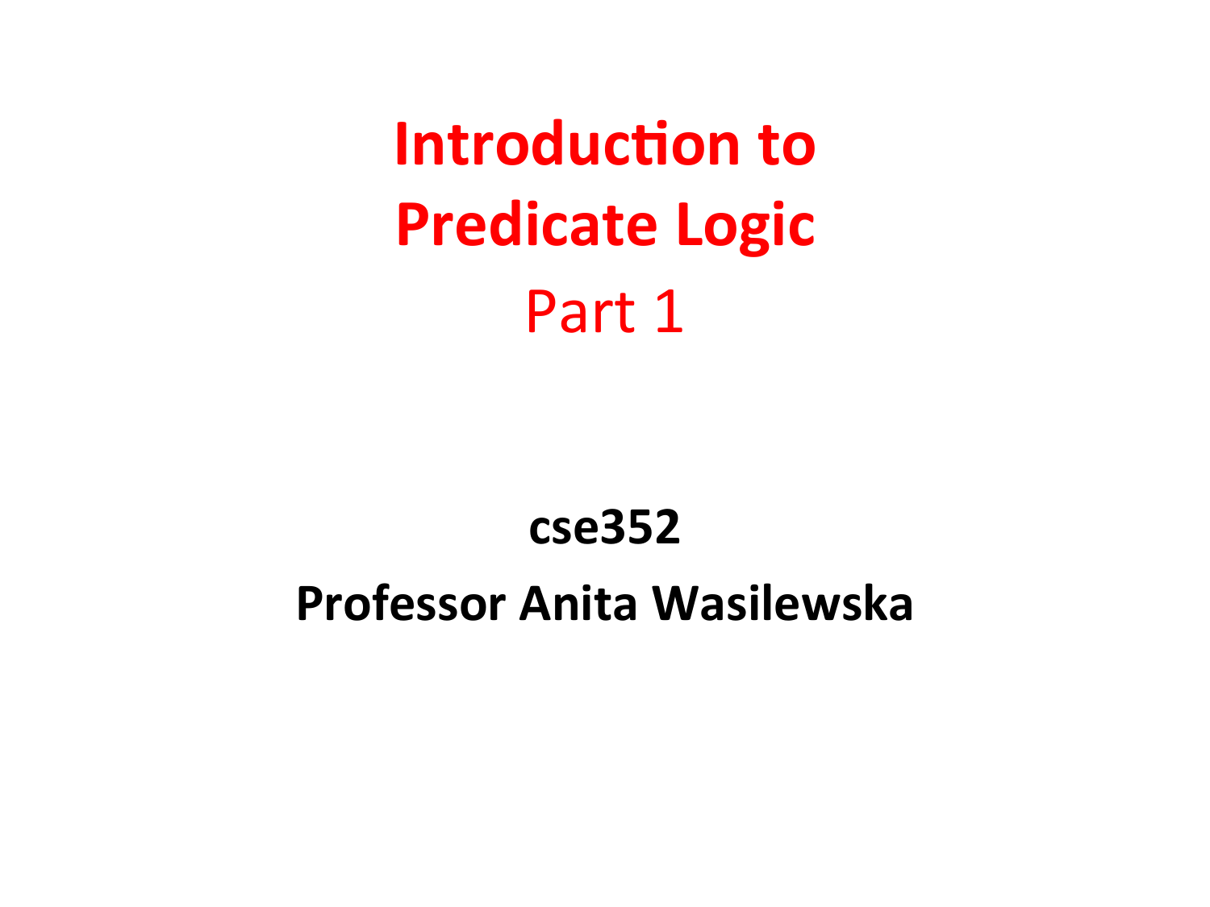# Introduction to Predicate Logic

## Part 1

**cse352**

**Professor Anita Wasilewska**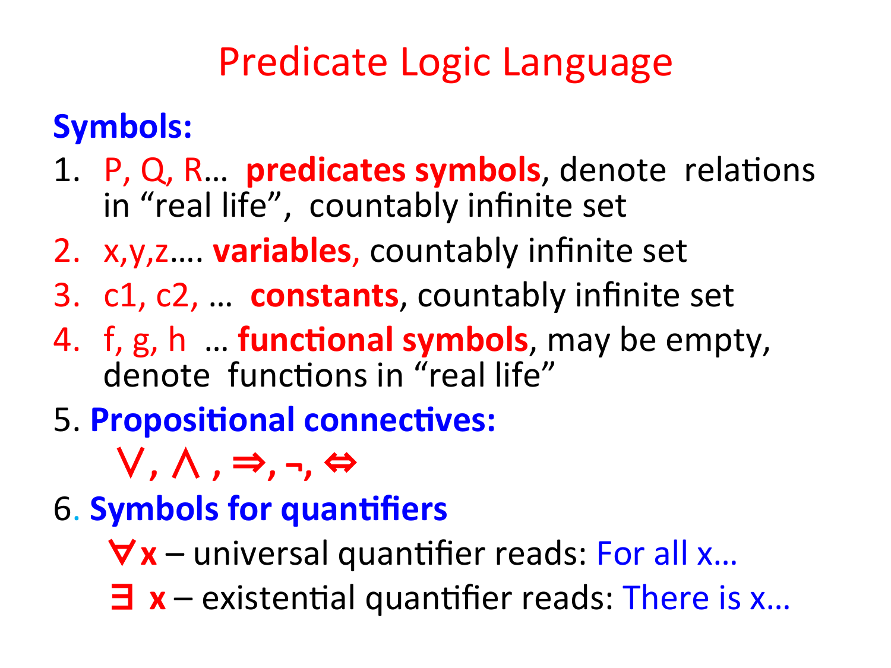# Predicate Logic Language

**Symbols:**

1. P, Q, R… **predicates symbols**, denote relations in “real life”, countably infinite set
2. x,y,z…. **variables,** countably infinite set
3. c1, c2, … **constants**, countably infinite set
4. f, g, h … **functional symbols**, may be empty, denote functions in “real life”
5. **Propositional connectives:**

   **$\vee$, $\wedge$ , $\Rightarrow$, $\neg$, $\Leftrightarrow$**

6. **Symbols for quantifiers**

   **$\forall$x** – universal quantifier reads: For all x…

   **$\exists$ x** – existential quantifier reads: There is x…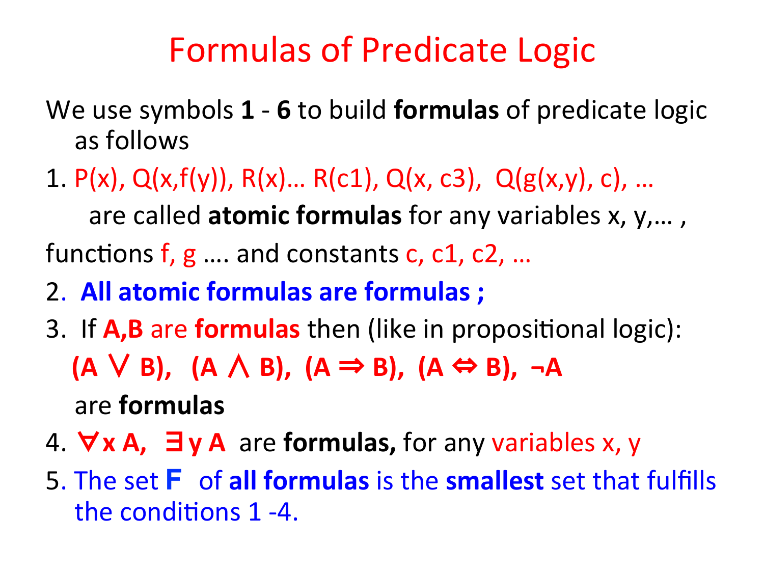# Formulas of Predicate Logic

We use symbols **1** - **6** to build **formulas** of predicate logic as follows

1. $P(x)$, $Q(x,f(y))$, $R(x)$… $R(c1)$, $Q(x, c3)$, $Q(g(x,y), c)$, …

   are called **atomic formulas** for any variables x, y,… ,

   functions f, g …. and constants c, c1, c2, …

2. **All atomic formulas are formulas ;**

3. If **A,B** are **formulas** then (like in propositional logic):

   **$(A \lor B)$, $(A \land B)$, $(A \Rightarrow B)$, $(A \Leftrightarrow B)$, $\neg A$**

   are **formulas**

4. **$\forall x\, A$, $\exists y\, A$** are **formulas,** for any variables x, y

5. The set **F** of **all formulas** is the **smallest** set that fulfills the conditions 1 -4.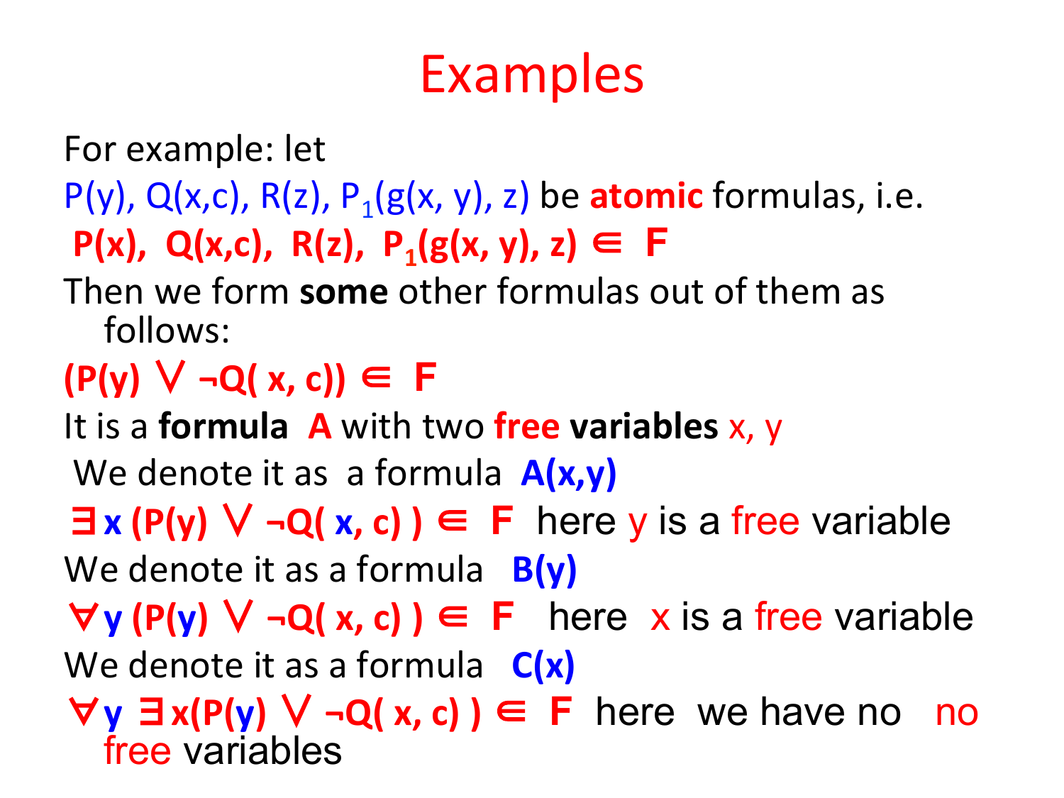# Examples

For example: let

$P(y)$, $Q(x,c)$, $R(z)$, $P_1(g(x, y), z)$ be **atomic** formulas, i.e.

$P(x), \; Q(x,c), \; R(z), \; P_1(g(x, y), z) \in F$

Then we form **some** other formulas out of them as follows:

$(P(y) \vee \neg Q(x, c)) \in F$

It is a **formula A** with two **free variables** x, y

We denote it as a formula **A(x,y)**

$\exists x \, (P(y) \vee \neg Q(x, c)) \in F$ here y is a free variable

We denote it as a formula **B(y)**

$\forall y \, (P(y) \vee \neg Q(x, c)) \in F$ here x is a free variable

We denote it as a formula **C(x)**

$\forall y \, \exists x (P(y) \vee \neg Q(x, c)) \in F$ here we have no no free variables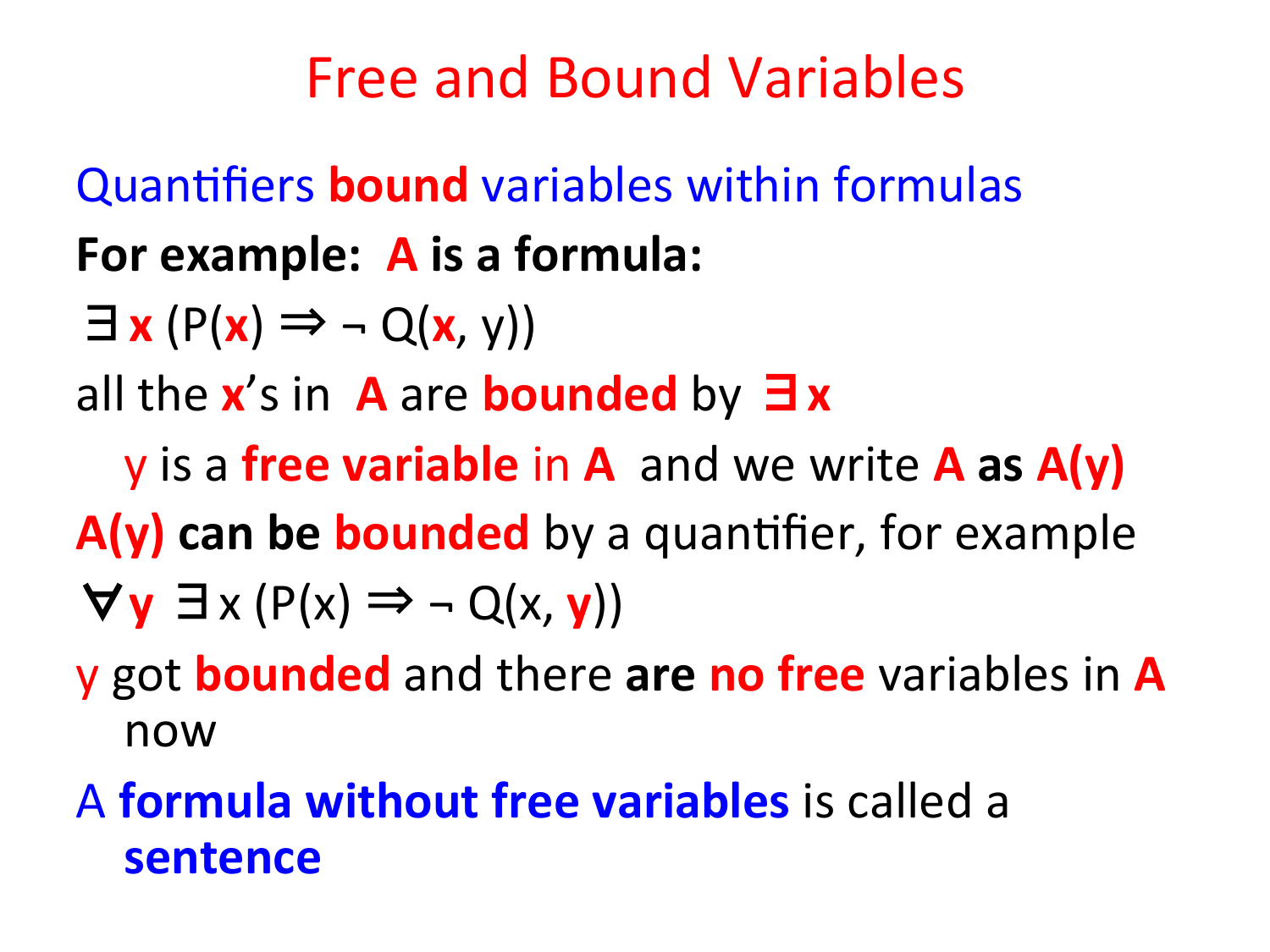# Free and Bound Variables

Quantifiers **bound** variables within formulas

**For example: A is a formula:**

$\exists \mathbf{x} \, (P(\mathbf{x}) \Rightarrow \neg Q(\mathbf{x}, y))$

all the **x**'s in **A** are **bounded** by $\exists \mathbf{x}$

y is a **free variable** in **A** and we write **A as A(y)**

**A(y) can be bounded** by a quantifier, for example

$\forall \mathbf{y} \; \exists x \, (P(x) \Rightarrow \neg Q(x, \mathbf{y}))$

y got **bounded** and there **are no free** variables in **A** now

A **formula without free variables** is called a **sentence**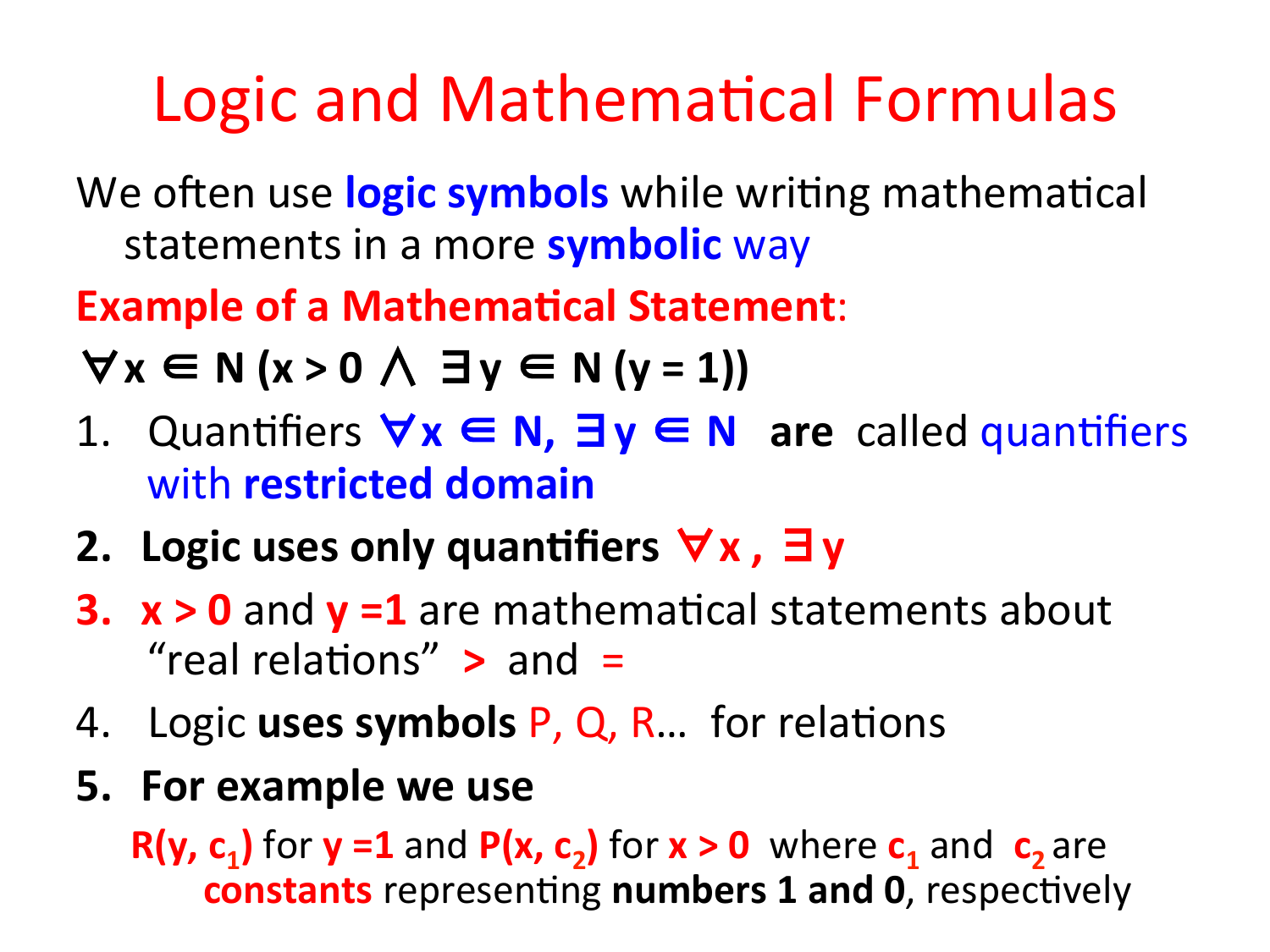# Logic and Mathematical Formulas

We often use **logic symbols** while writing mathematical statements in a more **symbolic** way

**Example of a Mathematical Statement**:

$$\forall x \in N\ (x > 0 \wedge \exists y \in N\ (y = 1))$$

1. Quantifiers $\forall x \in N$, $\exists y \in N$ **are** called quantifiers with **restricted domain**
2. **Logic uses only quantifiers $\forall x$, $\exists y$**
3. **$x > 0$** and **$y = 1$** are mathematical statements about "real relations" **$>$** and **$=$**
4. Logic **uses symbols** P, Q, R... for relations
5. **For example we use**

   **$R(y, c_1)$** for **$y = 1$** and **$P(x, c_2)$** for **$x > 0$** where **$c_1$** and **$c_2$** are **constants** representing **numbers 1 and 0**, respectively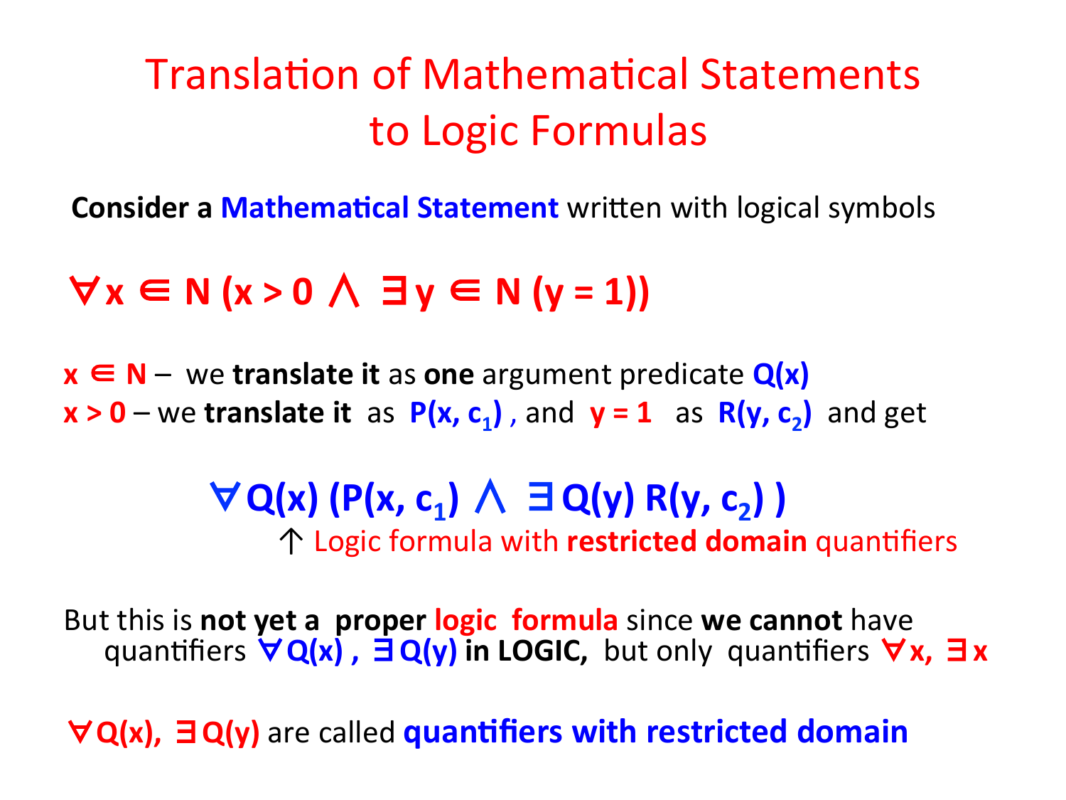# Translation of Mathematical Statements to Logic Formulas

**Consider a Mathematical Statement** written with logical symbols

$$\forall x \in N \,(x > 0 \wedge \exists y \in N \,(y = 1))$$

$x \in N$ – we **translate it** as **one** argument predicate $Q(x)$

$x > 0$ – we **translate it** as $P(x, c_1)$, and $y = 1$ as $R(y, c_2)$ and get

$$\forall Q(x) \,(P(x, c_1) \wedge \exists Q(y) \, R(y, c_2))$$

↑ Logic formula with **restricted domain** quantifiers

But this is **not yet a proper logic formula** since **we cannot** have quantifiers $\forall Q(x)$, $\exists Q(y)$ **in LOGIC,** but only quantifiers $\forall x$, $\exists x$

$\forall Q(x)$, $\exists Q(y)$ are called **quantifiers with restricted domain**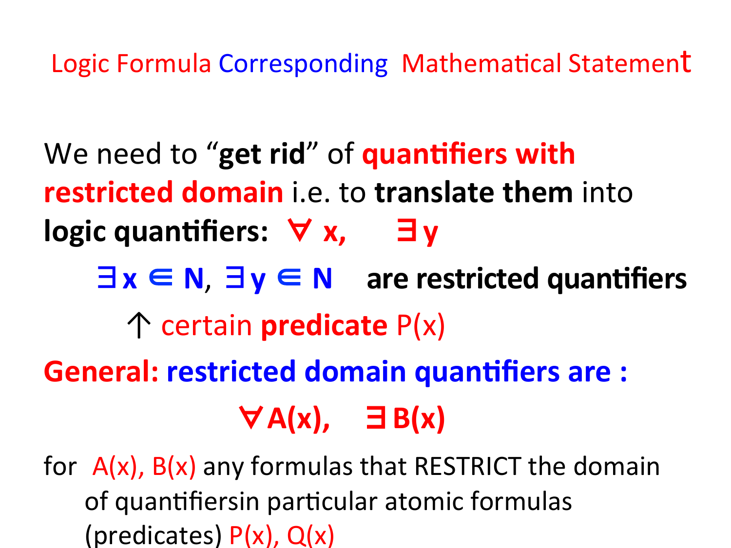# Logic Formula Corresponding Mathematical Statement

We need to "**get rid**" of **quantifiers with restricted domain** i.e. to **translate them** into **logic quantifiers:** $\forall x$, $\exists y$

$\exists x \in N$, $\exists y \in N$ **are restricted quantifiers**

↑ certain **predicate** P(x)

**General: restricted domain quantifiers are :**

$$\forall A(x), \quad \exists B(x)$$

for A(x), B(x) any formulas that RESTRICT the domain of quantifiersin particular atomic formulas (predicates) P(x), Q(x)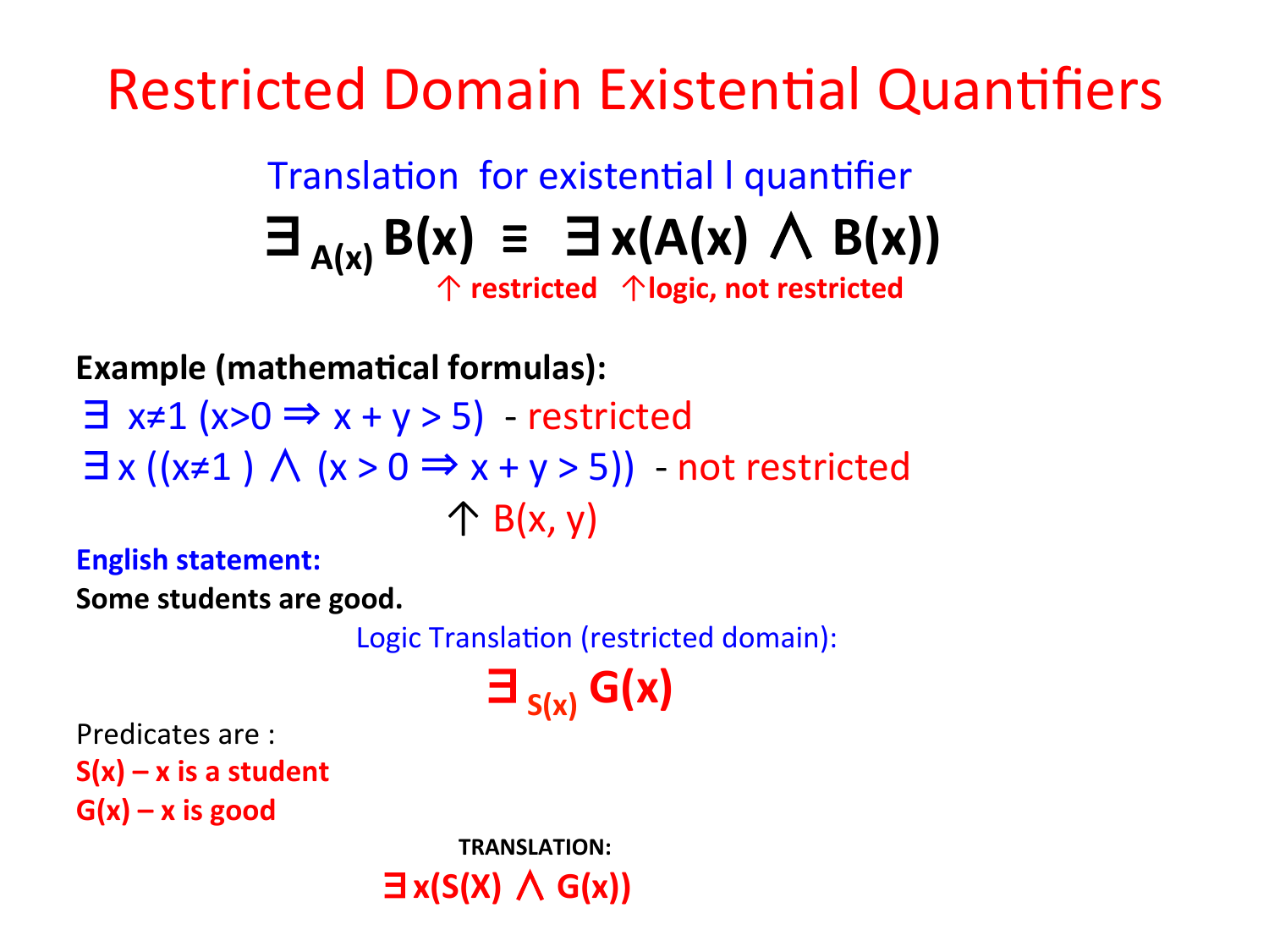# Restricted Domain Existential Quantifiers

Translation for existential l quantifier

$$\exists_{A(x)} B(x) \equiv \exists x(A(x) \land B(x))$$

↑ restricted ↑logic, not restricted

**Example (mathematical formulas):**

$\exists_{x \neq 1} (x>0 \Rightarrow x + y > 5)$ - restricted

$\exists x ((x \neq 1) \land (x > 0 \Rightarrow x + y > 5))$ - not restricted

↑ $B(x, y)$

**English statement:**

**Some students are good.**

Logic Translation (restricted domain):

$$\exists_{S(x)} G(x)$$

Predicates are :

**S(x) – x is a student**

**G(x) – x is good**

**TRANSLATION:**

$$\exists x(S(X) \land G(x))$$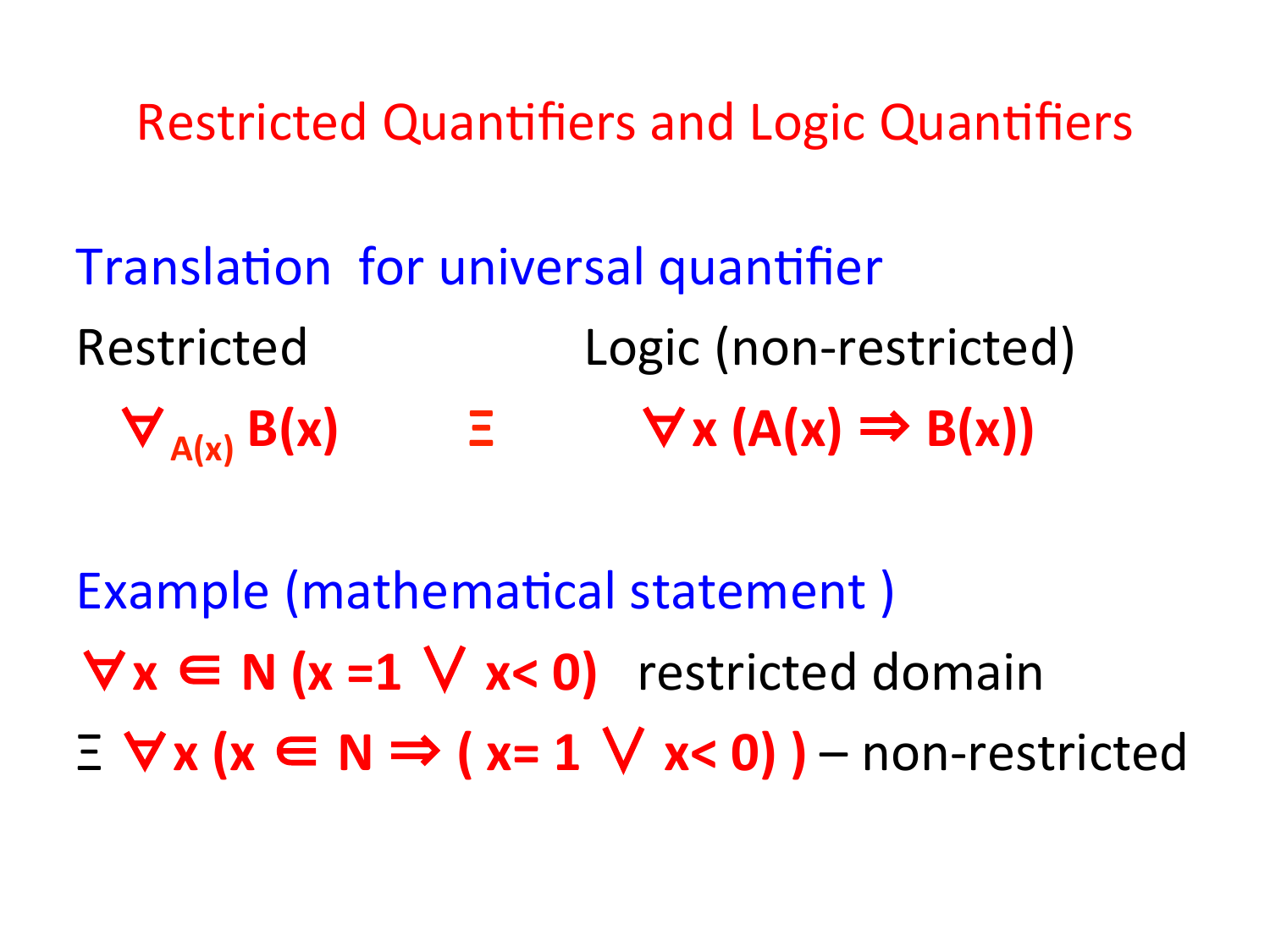# Restricted Quantifiers and Logic Quantifiers

## Translation for universal quantifier

Restricted — Logic (non-restricted)

$$\forall_{A(x)} B(x) \quad \equiv \quad \forall x\, (A(x) \Rightarrow B(x))$$

## Example (mathematical statement )

$\forall x \in N\, (x = 1 \lor x < 0)$ restricted domain

$\equiv \forall x\, (x \in N \Rightarrow (x = 1 \lor x < 0))$ – non-restricted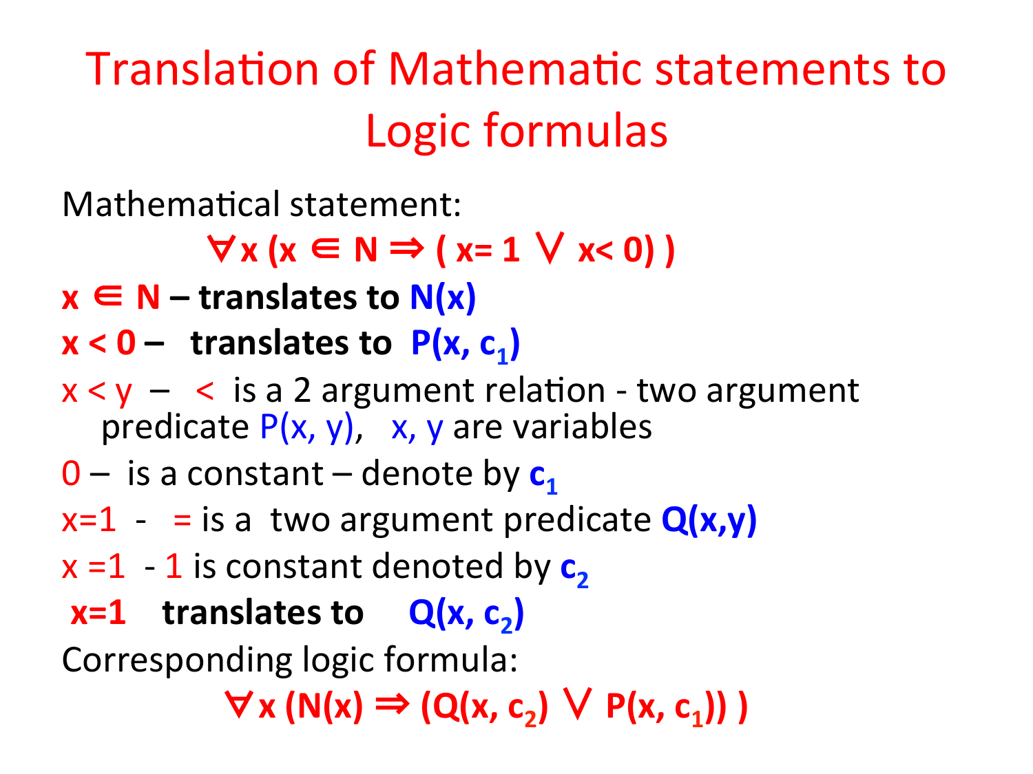# Translation of Mathematic statements to Logic formulas

Mathematical statement:

$$\forall x\ (x \in N \Rightarrow (x = 1 \lor x < 0))$$

**$x \in N$ – translates to $N(x)$**

**$x < 0$ – translates to $P(x, c_1)$**

$x < y$ – $<$ is a 2 argument relation - two argument predicate $P(x, y)$, $x, y$ are variables

$0$ – is a constant – denote by $c_1$

$x=1$ - $=$ is a two argument predicate $Q(x,y)$

$x=1$ - $1$ is constant denoted by $c_2$

**$x=1$ translates to $Q(x, c_2)$**

Corresponding logic formula:

$$\forall x\ (N(x) \Rightarrow (Q(x, c_2) \lor P(x, c_1)))$$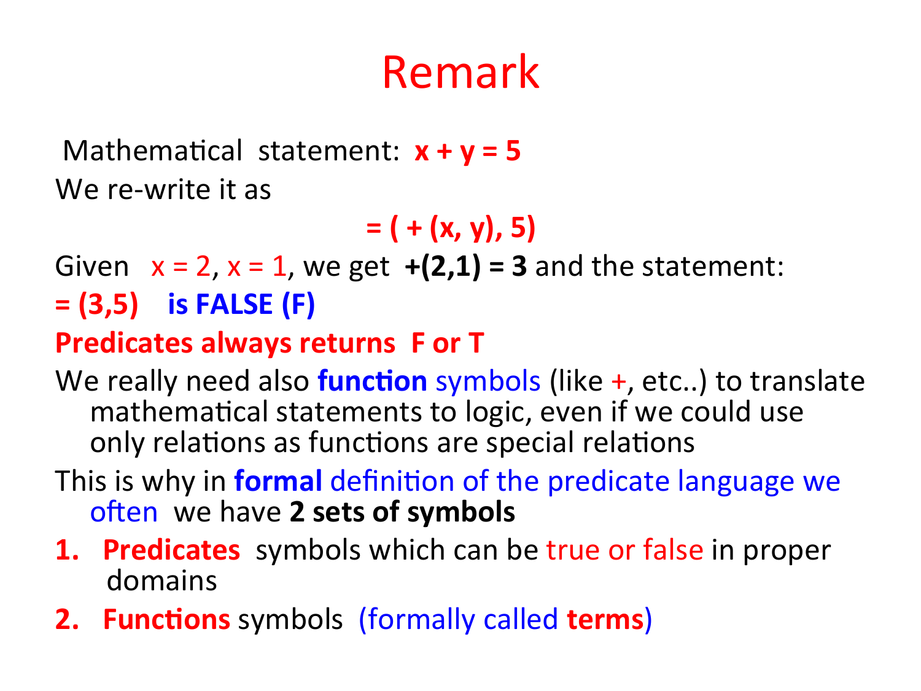# Remark

Mathematical statement: **$x + y = 5$**

We re-write it as

$$= ( + (x, y), 5)$$

Given $x = 2$, $x = 1$, we get **$+(2,1) = 3$** and the statement:

**$= (3,5)$ is FALSE (F)**

**Predicates always returns F or T**

We really need also **function** symbols (like +, etc..) to translate mathematical statements to logic, even if we could use only relations as functions are special relations

This is why in **formal** definition of the predicate language we often we have **2 sets of symbols**

1. **Predicates** symbols which can be true or false in proper domains
2. **Functions** symbols (formally called **terms**)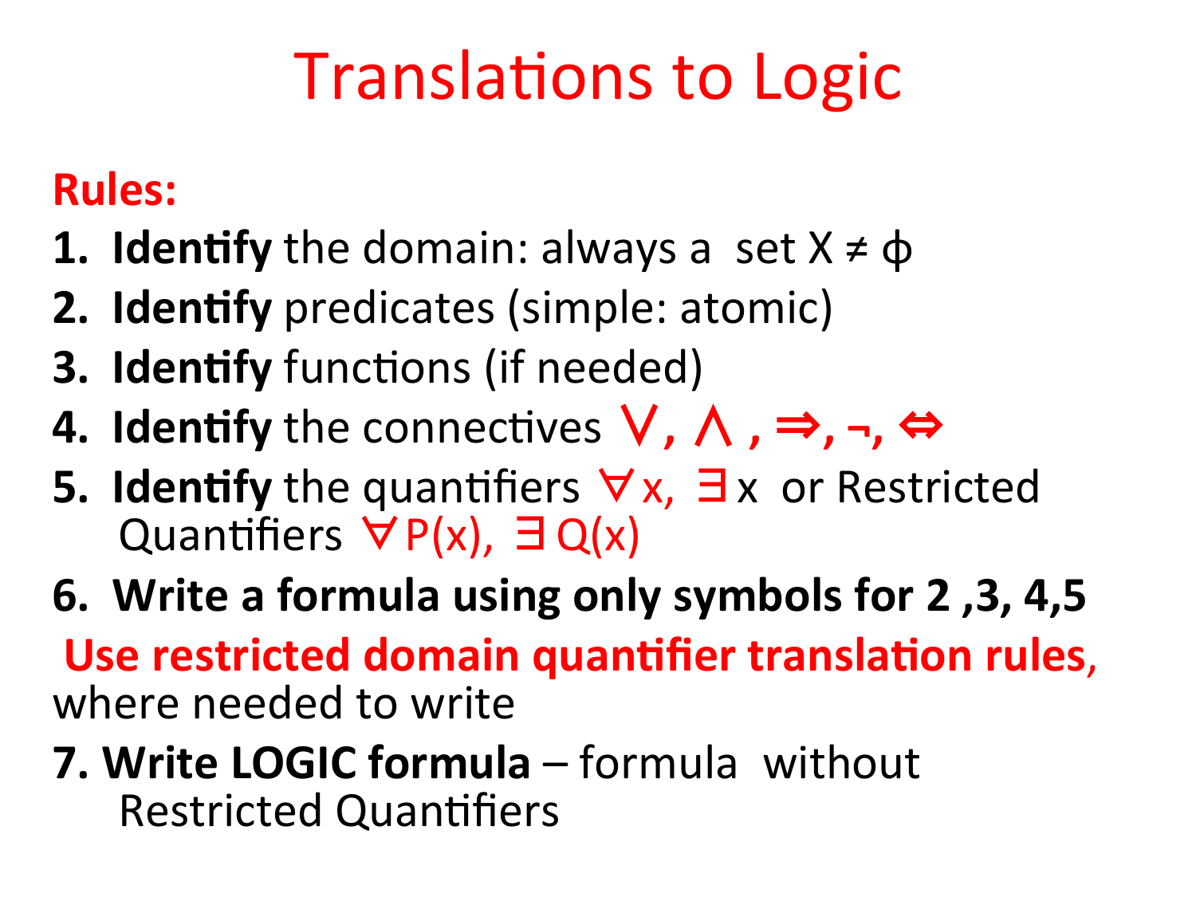# Translations to Logic

**Rules:**

1. **Identify** the domain: always a set $X \neq \phi$
2. **Identify** predicates (simple: atomic)
3. **Identify** functions (if needed)
4. **Identify** the connectives $\vee, \wedge, \Rightarrow, \neg, \Leftrightarrow$
5. **Identify** the quantifiers $\forall x$, $\exists x$ or Restricted Quantifiers $\forall P(x)$, $\exists Q(x)$
6. **Write a formula using only symbols for 2 ,3, 4,5**

**Use restricted domain quantifier translation rules**, where needed to write

7. **Write LOGIC formula** – formula without Restricted Quantifiers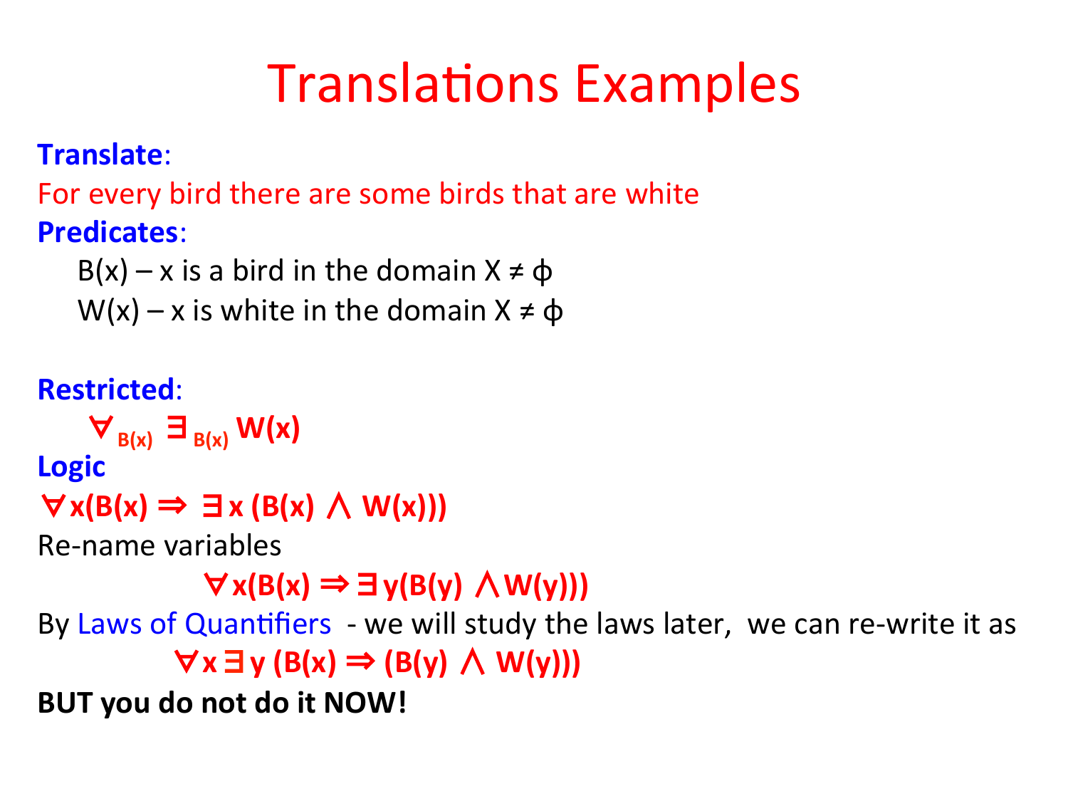# Translations Examples

**Translate**:

For every bird there are some birds that are white

**Predicates**:

$B(x)$ – x is a bird in the domain $X \neq \phi$

$W(x)$ – x is white in the domain $X \neq \phi$

**Restricted**:

$$\forall_{B(x)} \exists_{B(x)} W(x)$$

**Logic**

$$\forall x(B(x) \Rightarrow \exists x (B(x) \wedge W(x)))$$

Re-name variables

$$\forall x(B(x) \Rightarrow \exists y(B(y) \wedge W(y)))$$

By Laws of Quantifiers - we will study the laws later, we can re-write it as

$$\forall x \exists y (B(x) \Rightarrow (B(y) \wedge W(y)))$$

**BUT you do not do it NOW!**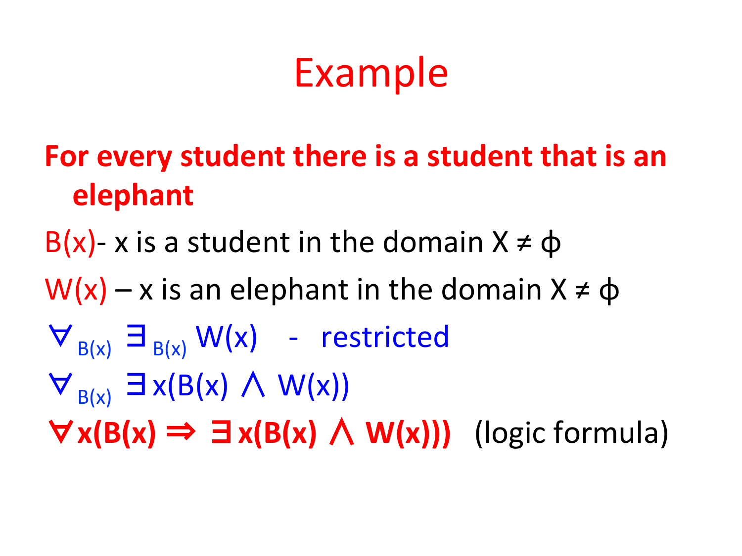# Example

**For every student there is a student that is an elephant**

$B(x)$- x is a student in the domain $X \neq \phi$

$W(x)$ – x is an elephant in the domain $X \neq \phi$

$\forall_{B(x)} \exists_{B(x)} W(x)$ - restricted

$\forall_{B(x)} \exists x(B(x) \wedge W(x))$

$\forall x(B(x) \Rightarrow \exists x(B(x) \wedge W(x)))$ (logic formula)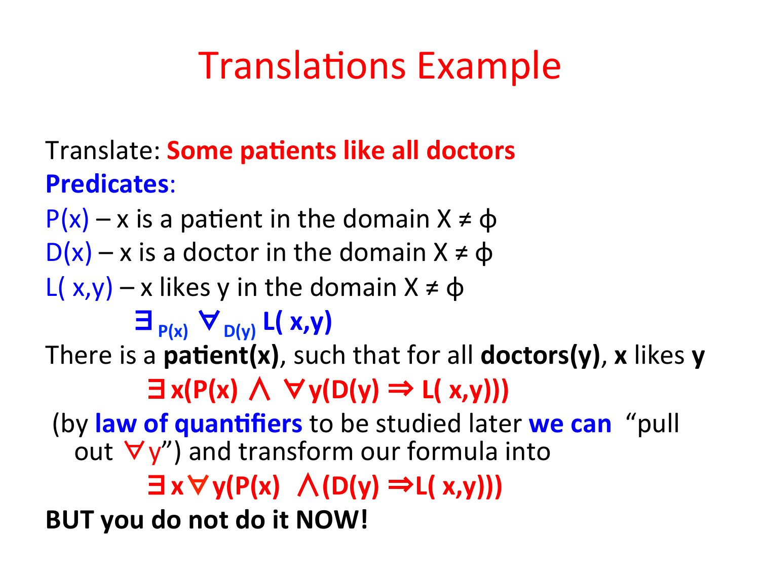# Translations Example

Translate: **Some patients like all doctors**

**Predicates**:

$P(x)$ – x is a patient in the domain $X \neq \phi$

$D(x)$ – x is a doctor in the domain $X \neq \phi$

$L(x,y)$ – x likes y in the domain $X \neq \phi$

$$\exists_{P(x)} \forall_{D(y)} L(x,y)$$

There is a **patient(x)**, such that for all **doctors(y)**, **x** likes **y**

$$\exists x(P(x) \wedge \forall y(D(y) \Rightarrow L(x,y)))$$

(by **law of quantifiers** to be studied later **we can** "pull out $\forall y$") and transform our formula into

$$\exists x \forall y(P(x) \wedge (D(y) \Rightarrow L(x,y)))$$

**BUT you do not do it NOW!**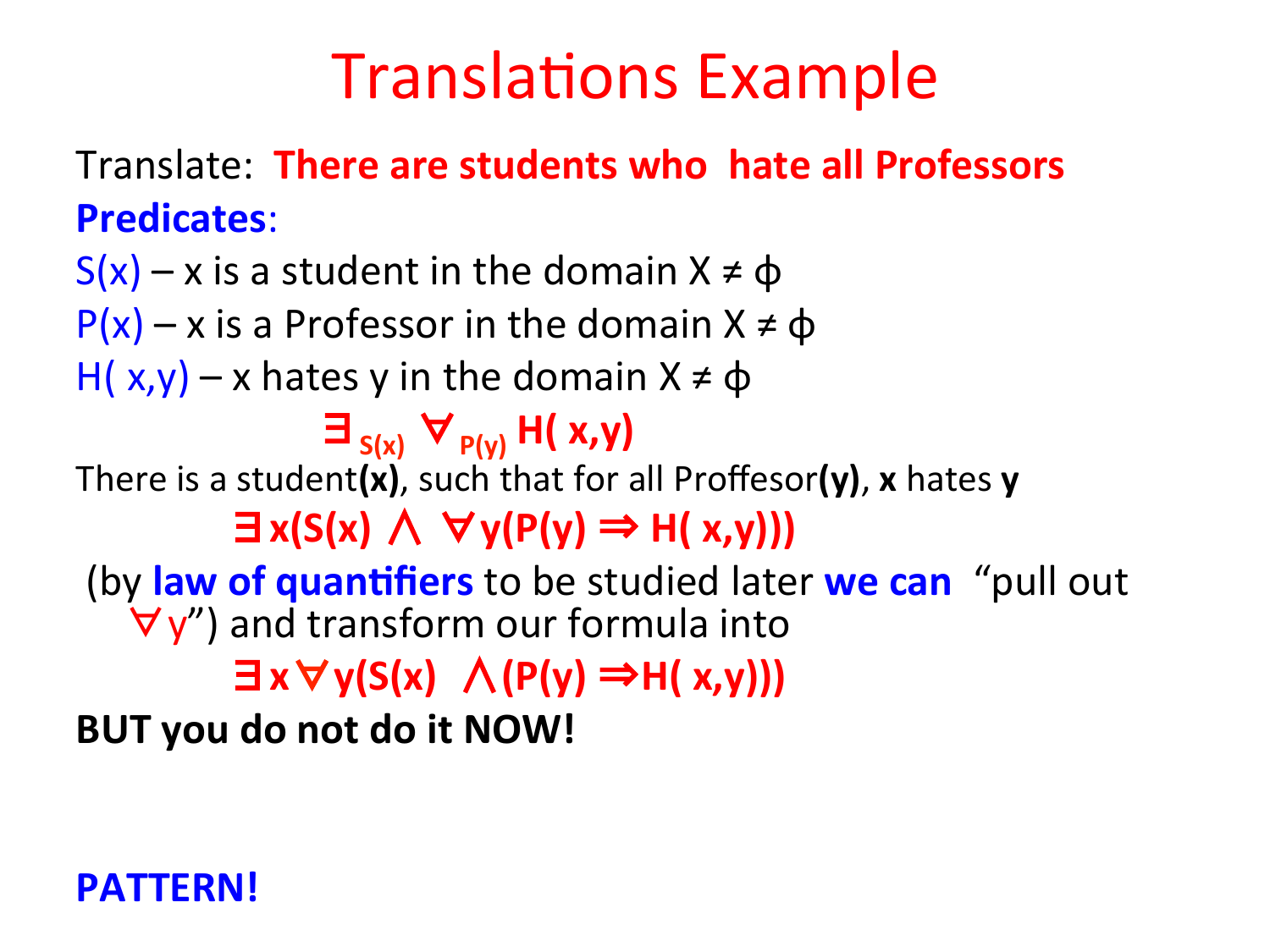# Translations Example

Translate: **There are students who hate all Professors**

**Predicates**:

$S(x)$ – x is a student in the domain $X \neq \phi$

$P(x)$ – x is a Professor in the domain $X \neq \phi$

$H(x,y)$ – x hates y in the domain $X \neq \phi$

$$\exists_{S(x)} \forall_{P(y)} H(x,y)$$

There is a student**(x)**, such that for all Proffesor**(y)**, **x** hates **y**

$$\exists x(S(x) \land \forall y(P(y) \Rightarrow H(x,y)))$$

(by **law of quantifiers** to be studied later **we can** "pull out $\forall y$") and transform our formula into

$$\exists x \forall y(S(x) \land (P(y) \Rightarrow H(x,y)))$$

**BUT you do not do it NOW!**

**PATTERN!**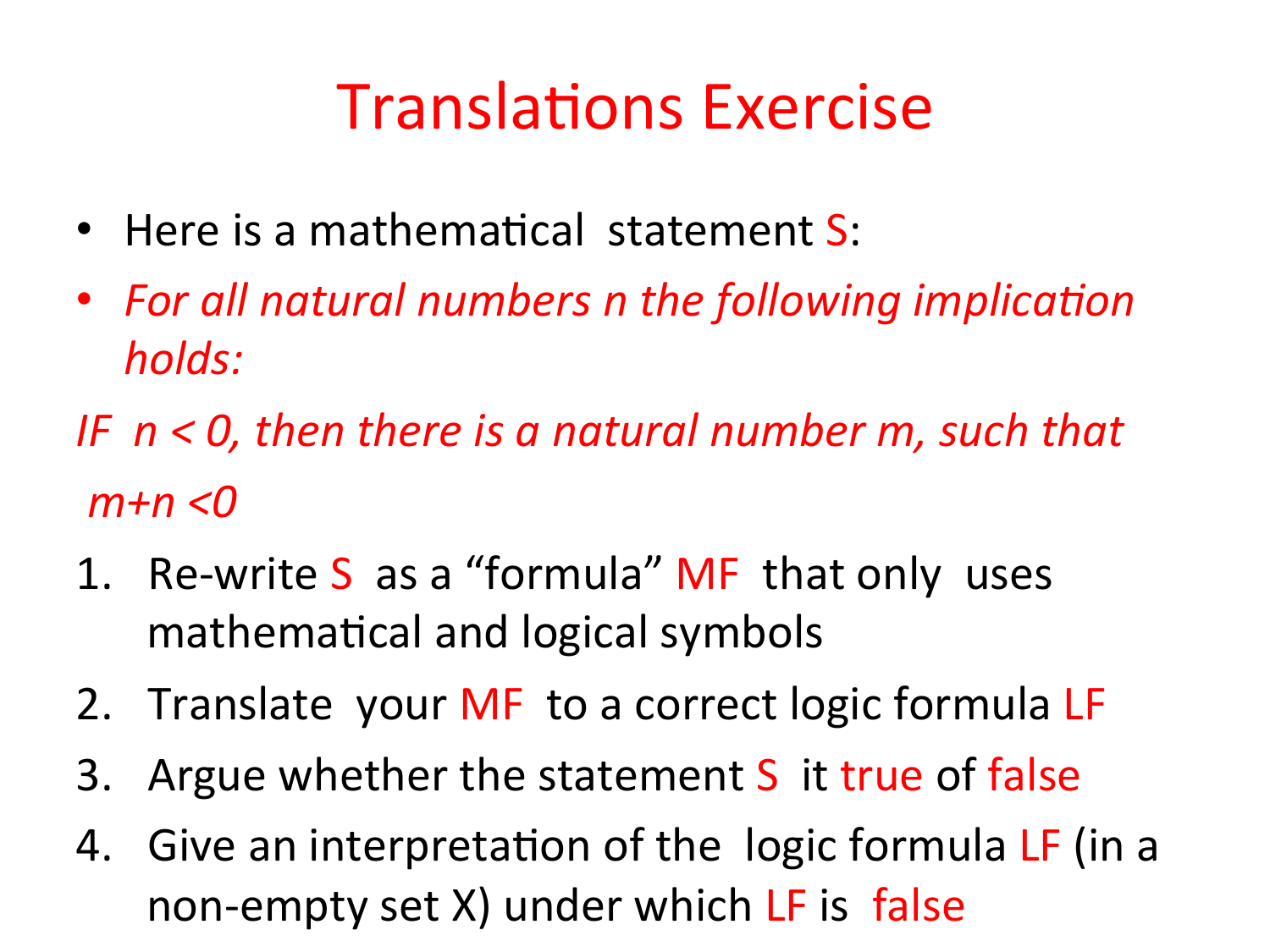# Translations Exercise

- Here is a mathematical statement S:
- *For all natural numbers n the following implication holds:*

*IF $n < 0$, then there is a natural number m, such that $m+n < 0$*

1. Re-write S as a "formula" MF that only uses mathematical and logical symbols
2. Translate your MF to a correct logic formula LF
3. Argue whether the statement S it true of false
4. Give an interpretation of the logic formula LF (in a non-empty set X) under which LF is false